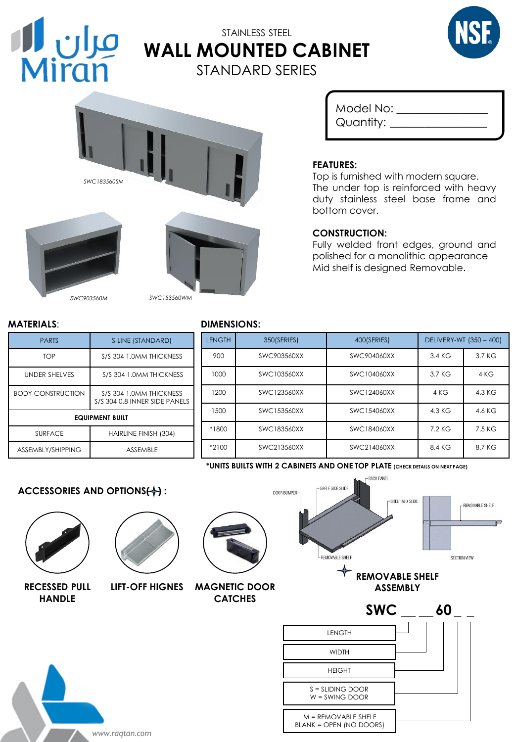مران
Miran

STAINLESS STEEL

# WALL MOUNTED CABINET

## STANDARD SERIES

NSF

SWC183560SM

SWC903560M

SWC153560WM

Model No: _______________
Quantity: _______________

**FEATURES:**
Top is furnished with modern square.
The under top is reinforced with heavy duty stainless steel base frame and bottom cover.

**CONSTRUCTION:**
Fully welded front edges, ground and polished for a monolithic appearance
Mid shelf is designed Removable.

**MATERIALS**:

| PARTS | S-LINE (STANDARD) |
|---|---|
| TOP | S/S 304 1.0MM THICKNESS |
| UNDER SHELVES | S/S 304 1.0MM THICKNESS |
| BODY CONSTRUCTION | S/S 304 1.0MM THICKNESS<br>S/S 304 0.8 INNER SIDE PANELS |
| **EQUIPMENT BUILT** | |
| SURFACE | HAIRLINE FINISH (304) |
| ASSEMBLY/SHIPPING | ASSEMBLE |

**DIMENSIONS:**

| LENGTH | 350(SERIES) | 400(SERIES) | DELIVERY-WT (350 – 400) | |
|---|---|---|---|---|
| 900 | SWC903560XX | SWC904060XX | 3.4 KG | 3.7 KG |
| 1000 | SWC103560XX | SWC104060XX | 3.7 KG | 4 KG |
| 1200 | SWC123560XX | SWC124060XX | 4 KG | 4.3 KG |
| 1500 | SWC153560XX | SWC154060XX | 4.3 KG | 4.6 KG |
| *1800 | SWC183560XX | SWC184060XX | 7.2 KG | 7.5 KG |
| *2100 | SWC213560XX | SWC214060XX | 8.4 KG | 8.7 KG |

**\*UNITS BUILTS WITH 2 CABINETS AND ONE TOP PLATE** (CHECK DETAILS ON NEXT PAGE)

**ACCESSORIES AND OPTIONS(✦) :**

**RECESSED PULL HANDLE**

**LIFT-OFF HIGNES**

**MAGNETIC DOOR CATCHES**

DOOR BUMPER — SHELF SIDE SLIDE — BACK PANEL — SHELF MID SLIDE — REMOVABLE SHELF — SECTION VIEW

✦ **REMOVABLE SHELF ASSEMBLY**

**SWC __ __ 60 _ _**

- LENGTH
- WIDTH
- HEIGHT
- S = SLIDING DOOR / W = SWING DOOR
- M = REMOVABLE SHELF / BLANK = OPEN (NO DOORS)

www.raqtan.com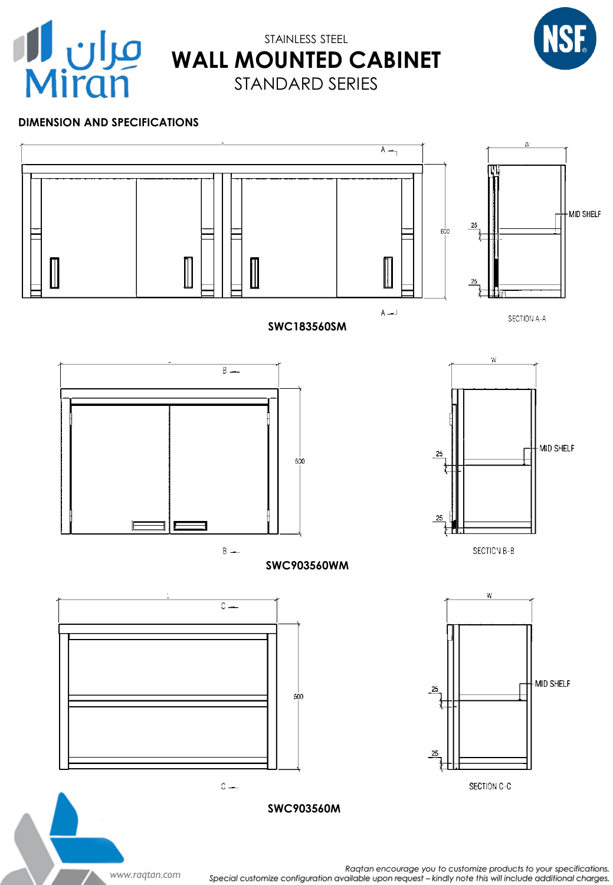STAINLESS STEEL

# WALL MOUNTED CABINET

STANDARD SERIES

## DIMENSION AND SPECIFICATIONS

A

600

W

MID SHELF

25

25

SECTION A-A

**SWC183560SM**

B

600

W

MID SHELF

25

25

SECTION B-B

**SWC903560WM**

C

600

W

MID SHELF

25

25

SECTION C-C

**SWC903560M**

www.raqtan.com

*Raqtan encourage you to customize products to your specifications.*
*Special customize configuration available upon request – kindly note this will include additional charges.*